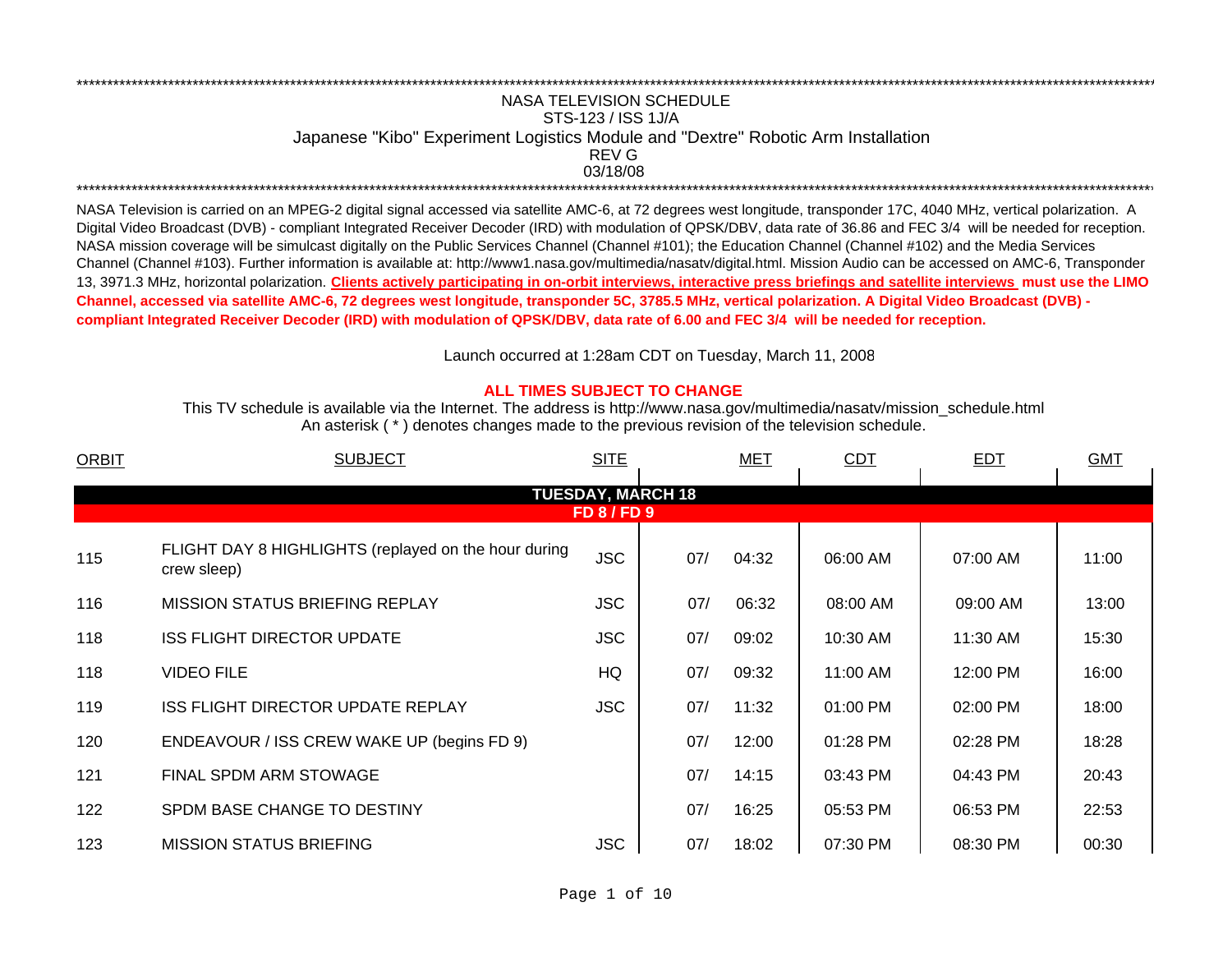NASA TELEVISION SCHEDULE

STS-123 / ISS 1J/A

Japanese "Kibo" Experiment Logistics Module and "Dextre" Robotic Arm Installation

REV G

03/18/08

NASA Television is carried on an MPEG-2 digital signal accessed via satellite AMC-6, at 72 degrees west longitude, transponder 17C, 4040 MHz, vertical polarization. A Digital Video Broadcast (DVB) - compliant Integrated Receiver Decoder (IRD) with modulation of QPSK/DBV, data rate of 36.86 and FEC 3/4 will be needed for reception. NASA mission coverage will be simulcast digitally on the Public Services Channel (Channel #101); the Education Channel (Channel #102) and the Media Services Channel (Channel #103). Further information is available at: http://www1.nasa.gov/multimedia/nasatv/digital.html. Mission Audio can be accessed on AMC-6, Transponder 13, 3971.3 MHz, horizontal polarization. **Clients actively participating in on-orbit interviews, interactive press briefings and satellite interviews must use the LIMO Channel, accessed via satellite AMC-6, 72 degrees west longitude, transponder 5C, 3785.5 MHz, vertical polarization. A Digital Video Broadcast (DVB) - compliant Integrated Receiver Decoder (IRD) with modulation of QPSK/DBV, data rate of 6.00 and FEC 3/4 will be needed for reception.**

Launch occurred at 1:28am CDT on Tuesday, March 11, 2008

**ALL TIMES SUBJECT TO CHANGE**

This TV schedule is available via the Internet. The address is http://www.nasa.gov/multimedia/nasatv/mission_schedule.html

An asterisk ( * ) denotes changes made to the previous revision of the television schedule.

| ORBIT | SUBJECT | SITE | MET | CDT | EDT | GMT |
|---|---|---|---|---|---|---|
| | **TUESDAY, MARCH 18** | | | | | |
| | **FD 8 / FD 9** | | | | | |
| 115 | FLIGHT DAY 8 HIGHLIGHTS (replayed on the hour during crew sleep) | JSC | 07/ 04:32 | 06:00 AM | 07:00 AM | 11:00 |
| 116 | MISSION STATUS BRIEFING REPLAY | JSC | 07/ 06:32 | 08:00 AM | 09:00 AM | 13:00 |
| 118 | ISS FLIGHT DIRECTOR UPDATE | JSC | 07/ 09:02 | 10:30 AM | 11:30 AM | 15:30 |
| 118 | VIDEO FILE | HQ | 07/ 09:32 | 11:00 AM | 12:00 PM | 16:00 |
| 119 | ISS FLIGHT DIRECTOR UPDATE REPLAY | JSC | 07/ 11:32 | 01:00 PM | 02:00 PM | 18:00 |
| 120 | ENDEAVOUR / ISS CREW WAKE UP (begins FD 9) | | 07/ 12:00 | 01:28 PM | 02:28 PM | 18:28 |
| 121 | FINAL SPDM ARM STOWAGE | | 07/ 14:15 | 03:43 PM | 04:43 PM | 20:43 |
| 122 | SPDM BASE CHANGE TO DESTINY | | 07/ 16:25 | 05:53 PM | 06:53 PM | 22:53 |
| 123 | MISSION STATUS BRIEFING | JSC | 07/ 18:02 | 07:30 PM | 08:30 PM | 00:30 |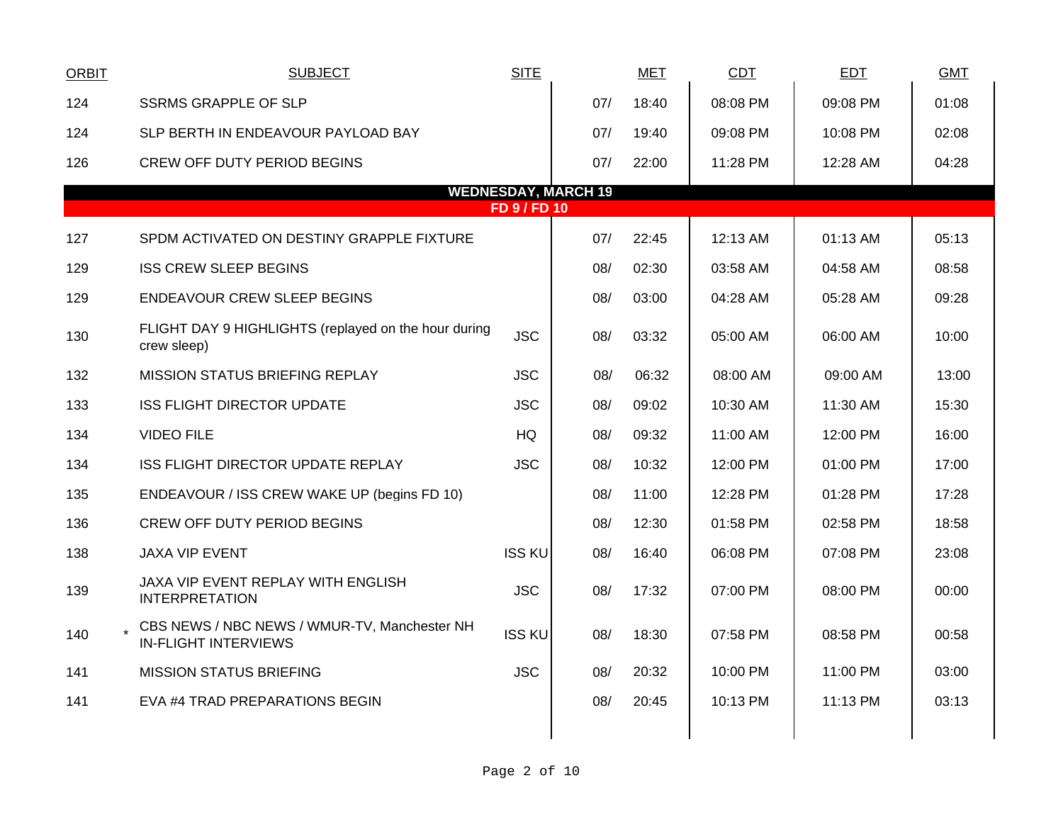| ORBIT | | SUBJECT | SITE | MET | | CDT | EDT | GMT |
|---|---|---|---|---|---|---|---|---|
| 124 | | SSRMS GRAPPLE OF SLP | | 07/ | 18:40 | 08:08 PM | 09:08 PM | 01:08 |
| 124 | | SLP BERTH IN ENDEAVOUR PAYLOAD BAY | | 07/ | 19:40 | 09:08 PM | 10:08 PM | 02:08 |
| 126 | | CREW OFF DUTY PERIOD BEGINS | | 07/ | 22:00 | 11:28 PM | 12:28 AM | 04:28 |
| **WEDNESDAY, MARCH 19** | | | | | | | | |
| **FD 9 / FD 10** | | | | | | | | |
| 127 | | SPDM ACTIVATED ON DESTINY GRAPPLE FIXTURE | | 07/ | 22:45 | 12:13 AM | 01:13 AM | 05:13 |
| 129 | | ISS CREW SLEEP BEGINS | | 08/ | 02:30 | 03:58 AM | 04:58 AM | 08:58 |
| 129 | | ENDEAVOUR CREW SLEEP BEGINS | | 08/ | 03:00 | 04:28 AM | 05:28 AM | 09:28 |
| 130 | | FLIGHT DAY 9 HIGHLIGHTS (replayed on the hour during crew sleep) | JSC | 08/ | 03:32 | 05:00 AM | 06:00 AM | 10:00 |
| 132 | | MISSION STATUS BRIEFING REPLAY | JSC | 08/ | 06:32 | 08:00 AM | 09:00 AM | 13:00 |
| 133 | | ISS FLIGHT DIRECTOR UPDATE | JSC | 08/ | 09:02 | 10:30 AM | 11:30 AM | 15:30 |
| 134 | | VIDEO FILE | HQ | 08/ | 09:32 | 11:00 AM | 12:00 PM | 16:00 |
| 134 | | ISS FLIGHT DIRECTOR UPDATE REPLAY | JSC | 08/ | 10:32 | 12:00 PM | 01:00 PM | 17:00 |
| 135 | | ENDEAVOUR / ISS CREW WAKE UP (begins FD 10) | | 08/ | 11:00 | 12:28 PM | 01:28 PM | 17:28 |
| 136 | | CREW OFF DUTY PERIOD BEGINS | | 08/ | 12:30 | 01:58 PM | 02:58 PM | 18:58 |
| 138 | | JAXA VIP EVENT | ISS KU | 08/ | 16:40 | 06:08 PM | 07:08 PM | 23:08 |
| 139 | | JAXA VIP EVENT REPLAY WITH ENGLISH INTERPRETATION | JSC | 08/ | 17:32 | 07:00 PM | 08:00 PM | 00:00 |
| 140 | * | CBS NEWS / NBC NEWS / WMUR-TV, Manchester NH IN-FLIGHT INTERVIEWS | ISS KU | 08/ | 18:30 | 07:58 PM | 08:58 PM | 00:58 |
| 141 | | MISSION STATUS BRIEFING | JSC | 08/ | 20:32 | 10:00 PM | 11:00 PM | 03:00 |
| 141 | | EVA #4 TRAD PREPARATIONS BEGIN | | 08/ | 20:45 | 10:13 PM | 11:13 PM | 03:13 |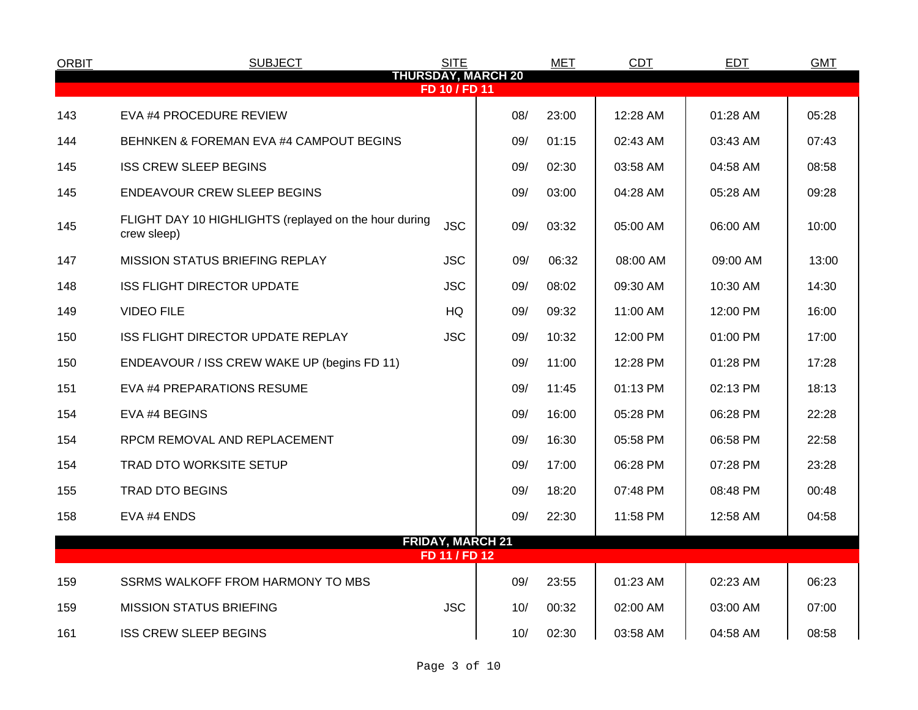| ORBIT | SUBJECT | SITE | MET | | CDT | EDT | GMT |
|---|---|---|---|---|---|---|---|
| **THURSDAY, MARCH 20** | | | | | | | |
| **FD 10 / FD 11** | | | | | | | |
| 143 | EVA #4 PROCEDURE REVIEW | | 08/ | 23:00 | 12:28 AM | 01:28 AM | 05:28 |
| 144 | BEHNKEN & FOREMAN EVA #4 CAMPOUT BEGINS | | 09/ | 01:15 | 02:43 AM | 03:43 AM | 07:43 |
| 145 | ISS CREW SLEEP BEGINS | | 09/ | 02:30 | 03:58 AM | 04:58 AM | 08:58 |
| 145 | ENDEAVOUR CREW SLEEP BEGINS | | 09/ | 03:00 | 04:28 AM | 05:28 AM | 09:28 |
| 145 | FLIGHT DAY 10 HIGHLIGHTS (replayed on the hour during crew sleep) | JSC | 09/ | 03:32 | 05:00 AM | 06:00 AM | 10:00 |
| 147 | MISSION STATUS BRIEFING REPLAY | JSC | 09/ | 06:32 | 08:00 AM | 09:00 AM | 13:00 |
| 148 | ISS FLIGHT DIRECTOR UPDATE | JSC | 09/ | 08:02 | 09:30 AM | 10:30 AM | 14:30 |
| 149 | VIDEO FILE | HQ | 09/ | 09:32 | 11:00 AM | 12:00 PM | 16:00 |
| 150 | ISS FLIGHT DIRECTOR UPDATE REPLAY | JSC | 09/ | 10:32 | 12:00 PM | 01:00 PM | 17:00 |
| 150 | ENDEAVOUR / ISS CREW WAKE UP (begins FD 11) | | 09/ | 11:00 | 12:28 PM | 01:28 PM | 17:28 |
| 151 | EVA #4 PREPARATIONS RESUME | | 09/ | 11:45 | 01:13 PM | 02:13 PM | 18:13 |
| 154 | EVA #4 BEGINS | | 09/ | 16:00 | 05:28 PM | 06:28 PM | 22:28 |
| 154 | RPCM REMOVAL AND REPLACEMENT | | 09/ | 16:30 | 05:58 PM | 06:58 PM | 22:58 |
| 154 | TRAD DTO WORKSITE SETUP | | 09/ | 17:00 | 06:28 PM | 07:28 PM | 23:28 |
| 155 | TRAD DTO BEGINS | | 09/ | 18:20 | 07:48 PM | 08:48 PM | 00:48 |
| 158 | EVA #4 ENDS | | 09/ | 22:30 | 11:58 PM | 12:58 AM | 04:58 |
| **FRIDAY, MARCH 21** | | | | | | | |
| **FD 11 / FD 12** | | | | | | | |
| 159 | SSRMS WALKOFF FROM HARMONY TO MBS | | 09/ | 23:55 | 01:23 AM | 02:23 AM | 06:23 |
| 159 | MISSION STATUS BRIEFING | JSC | 10/ | 00:32 | 02:00 AM | 03:00 AM | 07:00 |
| 161 | ISS CREW SLEEP BEGINS | | 10/ | 02:30 | 03:58 AM | 04:58 AM | 08:58 |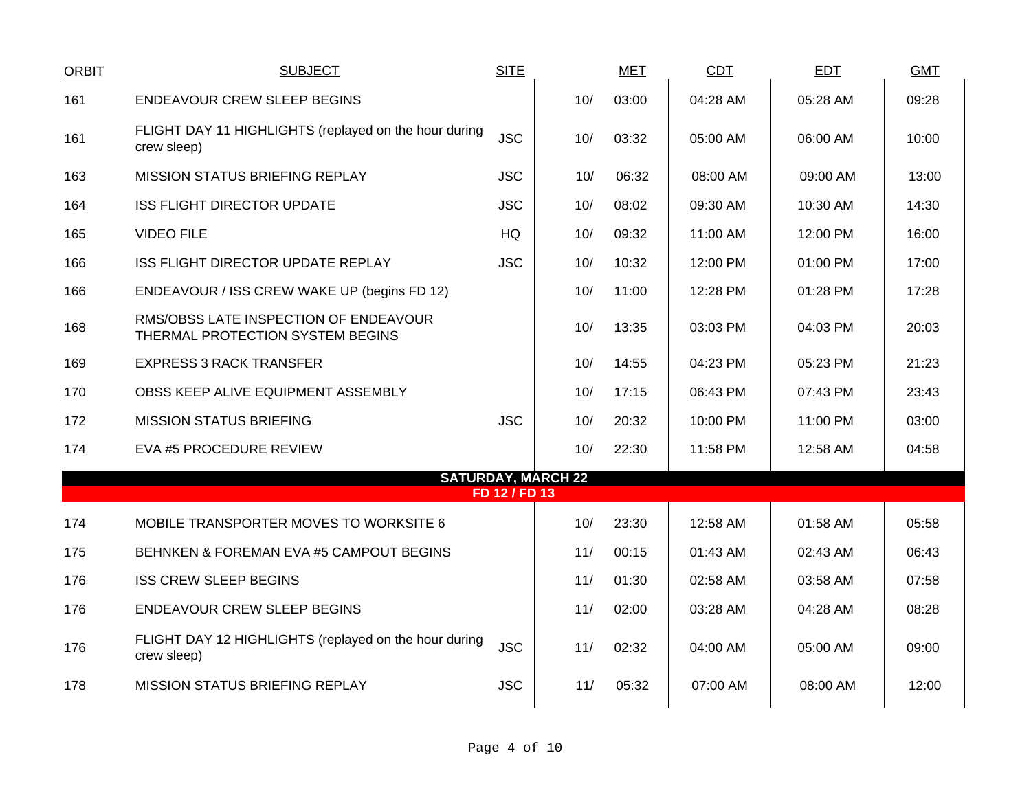| ORBIT | SUBJECT | SITE | MET | | CDT | EDT | GMT |
|---|---|---|---|---|---|---|---|
| 161 | ENDEAVOUR CREW SLEEP BEGINS | | 10/ | 03:00 | 04:28 AM | 05:28 AM | 09:28 |
| 161 | FLIGHT DAY 11 HIGHLIGHTS (replayed on the hour during crew sleep) | JSC | 10/ | 03:32 | 05:00 AM | 06:00 AM | 10:00 |
| 163 | MISSION STATUS BRIEFING REPLAY | JSC | 10/ | 06:32 | 08:00 AM | 09:00 AM | 13:00 |
| 164 | ISS FLIGHT DIRECTOR UPDATE | JSC | 10/ | 08:02 | 09:30 AM | 10:30 AM | 14:30 |
| 165 | VIDEO FILE | HQ | 10/ | 09:32 | 11:00 AM | 12:00 PM | 16:00 |
| 166 | ISS FLIGHT DIRECTOR UPDATE REPLAY | JSC | 10/ | 10:32 | 12:00 PM | 01:00 PM | 17:00 |
| 166 | ENDEAVOUR / ISS CREW WAKE UP (begins FD 12) | | 10/ | 11:00 | 12:28 PM | 01:28 PM | 17:28 |
| 168 | RMS/OBSS LATE INSPECTION OF ENDEAVOUR THERMAL PROTECTION SYSTEM BEGINS | | 10/ | 13:35 | 03:03 PM | 04:03 PM | 20:03 |
| 169 | EXPRESS 3 RACK TRANSFER | | 10/ | 14:55 | 04:23 PM | 05:23 PM | 21:23 |
| 170 | OBSS KEEP ALIVE EQUIPMENT ASSEMBLY | | 10/ | 17:15 | 06:43 PM | 07:43 PM | 23:43 |
| 172 | MISSION STATUS BRIEFING | JSC | 10/ | 20:32 | 10:00 PM | 11:00 PM | 03:00 |
| 174 | EVA #5 PROCEDURE REVIEW | | 10/ | 22:30 | 11:58 PM | 12:58 AM | 04:58 |
| | **SATURDAY, MARCH 22** | | | | | | |
| | **FD 12 / FD 13** | | | | | | |
| 174 | MOBILE TRANSPORTER MOVES TO WORKSITE 6 | | 10/ | 23:30 | 12:58 AM | 01:58 AM | 05:58 |
| 175 | BEHNKEN & FOREMAN EVA #5 CAMPOUT BEGINS | | 11/ | 00:15 | 01:43 AM | 02:43 AM | 06:43 |
| 176 | ISS CREW SLEEP BEGINS | | 11/ | 01:30 | 02:58 AM | 03:58 AM | 07:58 |
| 176 | ENDEAVOUR CREW SLEEP BEGINS | | 11/ | 02:00 | 03:28 AM | 04:28 AM | 08:28 |
| 176 | FLIGHT DAY 12 HIGHLIGHTS (replayed on the hour during crew sleep) | JSC | 11/ | 02:32 | 04:00 AM | 05:00 AM | 09:00 |
| 178 | MISSION STATUS BRIEFING REPLAY | JSC | 11/ | 05:32 | 07:00 AM | 08:00 AM | 12:00 |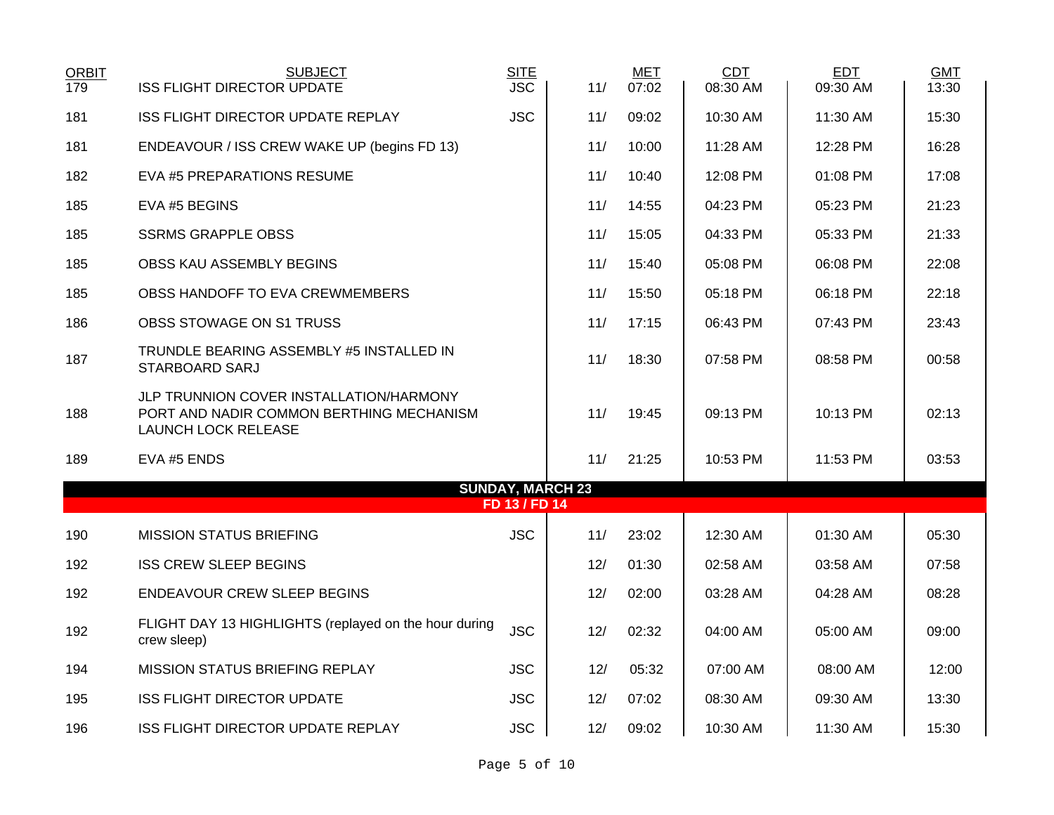| ORBIT | SUBJECT | SITE | MET | | CDT | EDT | GMT |
|---|---|---|---|---|---|---|---|
| 179 | ISS FLIGHT DIRECTOR UPDATE | JSC | 11/ | 07:02 | 08:30 AM | 09:30 AM | 13:30 |
| 181 | ISS FLIGHT DIRECTOR UPDATE REPLAY | JSC | 11/ | 09:02 | 10:30 AM | 11:30 AM | 15:30 |
| 181 | ENDEAVOUR / ISS CREW WAKE UP (begins FD 13) | | 11/ | 10:00 | 11:28 AM | 12:28 PM | 16:28 |
| 182 | EVA #5 PREPARATIONS RESUME | | 11/ | 10:40 | 12:08 PM | 01:08 PM | 17:08 |
| 185 | EVA #5 BEGINS | | 11/ | 14:55 | 04:23 PM | 05:23 PM | 21:23 |
| 185 | SSRMS GRAPPLE OBSS | | 11/ | 15:05 | 04:33 PM | 05:33 PM | 21:33 |
| 185 | OBSS KAU ASSEMBLY BEGINS | | 11/ | 15:40 | 05:08 PM | 06:08 PM | 22:08 |
| 185 | OBSS HANDOFF TO EVA CREWMEMBERS | | 11/ | 15:50 | 05:18 PM | 06:18 PM | 22:18 |
| 186 | OBSS STOWAGE ON S1 TRUSS | | 11/ | 17:15 | 06:43 PM | 07:43 PM | 23:43 |
| 187 | TRUNDLE BEARING ASSEMBLY #5 INSTALLED IN STARBOARD SARJ | | 11/ | 18:30 | 07:58 PM | 08:58 PM | 00:58 |
| 188 | JLP TRUNNION COVER INSTALLATION/HARMONY PORT AND NADIR COMMON BERTHING MECHANISM LAUNCH LOCK RELEASE | | 11/ | 19:45 | 09:13 PM | 10:13 PM | 02:13 |
| 189 | EVA #5 ENDS | | 11/ | 21:25 | 10:53 PM | 11:53 PM | 03:53 |
| | **SUNDAY, MARCH 23** | | | | | | |
| | **FD 13 / FD 14** | | | | | | |
| 190 | MISSION STATUS BRIEFING | JSC | 11/ | 23:02 | 12:30 AM | 01:30 AM | 05:30 |
| 192 | ISS CREW SLEEP BEGINS | | 12/ | 01:30 | 02:58 AM | 03:58 AM | 07:58 |
| 192 | ENDEAVOUR CREW SLEEP BEGINS | | 12/ | 02:00 | 03:28 AM | 04:28 AM | 08:28 |
| 192 | FLIGHT DAY 13 HIGHLIGHTS (replayed on the hour during crew sleep) | JSC | 12/ | 02:32 | 04:00 AM | 05:00 AM | 09:00 |
| 194 | MISSION STATUS BRIEFING REPLAY | JSC | 12/ | 05:32 | 07:00 AM | 08:00 AM | 12:00 |
| 195 | ISS FLIGHT DIRECTOR UPDATE | JSC | 12/ | 07:02 | 08:30 AM | 09:30 AM | 13:30 |
| 196 | ISS FLIGHT DIRECTOR UPDATE REPLAY | JSC | 12/ | 09:02 | 10:30 AM | 11:30 AM | 15:30 |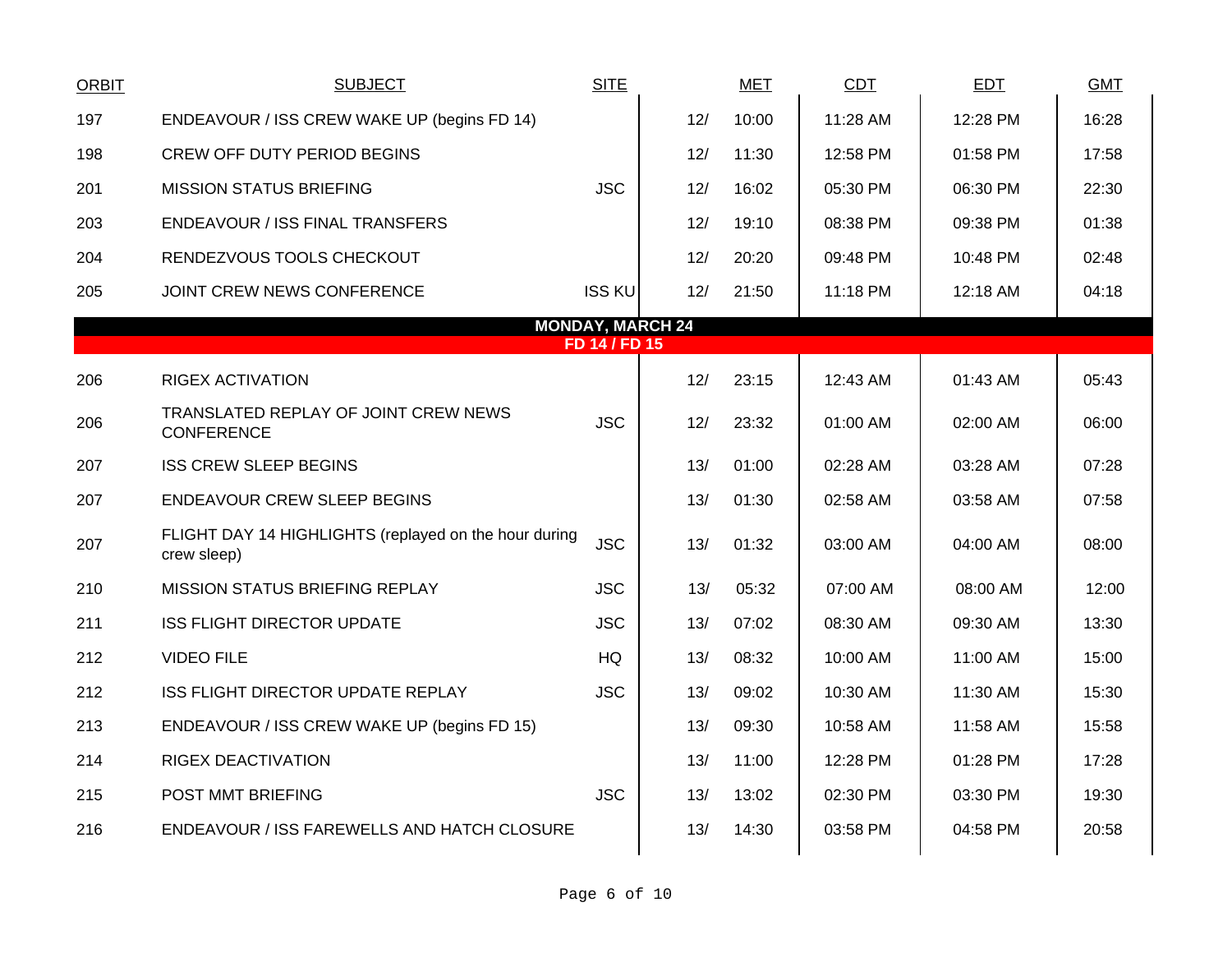| ORBIT | SUBJECT | SITE | | MET | CDT | EDT | GMT |
|---|---|---|---|---|---|---|---|
| 197 | ENDEAVOUR / ISS CREW WAKE UP (begins FD 14) | | 12/ | 10:00 | 11:28 AM | 12:28 PM | 16:28 |
| 198 | CREW OFF DUTY PERIOD BEGINS | | 12/ | 11:30 | 12:58 PM | 01:58 PM | 17:58 |
| 201 | MISSION STATUS BRIEFING | JSC | 12/ | 16:02 | 05:30 PM | 06:30 PM | 22:30 |
| 203 | ENDEAVOUR / ISS FINAL TRANSFERS | | 12/ | 19:10 | 08:38 PM | 09:38 PM | 01:38 |
| 204 | RENDEZVOUS TOOLS CHECKOUT | | 12/ | 20:20 | 09:48 PM | 10:48 PM | 02:48 |
| 205 | JOINT CREW NEWS CONFERENCE | ISS KU | 12/ | 21:50 | 11:18 PM | 12:18 AM | 04:18 |
| | **MONDAY, MARCH 24** | | | | | | |
| | **FD 14 / FD 15** | | | | | | |
| 206 | RIGEX ACTIVATION | | 12/ | 23:15 | 12:43 AM | 01:43 AM | 05:43 |
| 206 | TRANSLATED REPLAY OF JOINT CREW NEWS CONFERENCE | JSC | 12/ | 23:32 | 01:00 AM | 02:00 AM | 06:00 |
| 207 | ISS CREW SLEEP BEGINS | | 13/ | 01:00 | 02:28 AM | 03:28 AM | 07:28 |
| 207 | ENDEAVOUR CREW SLEEP BEGINS | | 13/ | 01:30 | 02:58 AM | 03:58 AM | 07:58 |
| 207 | FLIGHT DAY 14 HIGHLIGHTS (replayed on the hour during crew sleep) | JSC | 13/ | 01:32 | 03:00 AM | 04:00 AM | 08:00 |
| 210 | MISSION STATUS BRIEFING REPLAY | JSC | 13/ | 05:32 | 07:00 AM | 08:00 AM | 12:00 |
| 211 | ISS FLIGHT DIRECTOR UPDATE | JSC | 13/ | 07:02 | 08:30 AM | 09:30 AM | 13:30 |
| 212 | VIDEO FILE | HQ | 13/ | 08:32 | 10:00 AM | 11:00 AM | 15:00 |
| 212 | ISS FLIGHT DIRECTOR UPDATE REPLAY | JSC | 13/ | 09:02 | 10:30 AM | 11:30 AM | 15:30 |
| 213 | ENDEAVOUR / ISS CREW WAKE UP (begins FD 15) | | 13/ | 09:30 | 10:58 AM | 11:58 AM | 15:58 |
| 214 | RIGEX DEACTIVATION | | 13/ | 11:00 | 12:28 PM | 01:28 PM | 17:28 |
| 215 | POST MMT BRIEFING | JSC | 13/ | 13:02 | 02:30 PM | 03:30 PM | 19:30 |
| 216 | ENDEAVOUR / ISS FAREWELLS AND HATCH CLOSURE | | 13/ | 14:30 | 03:58 PM | 04:58 PM | 20:58 |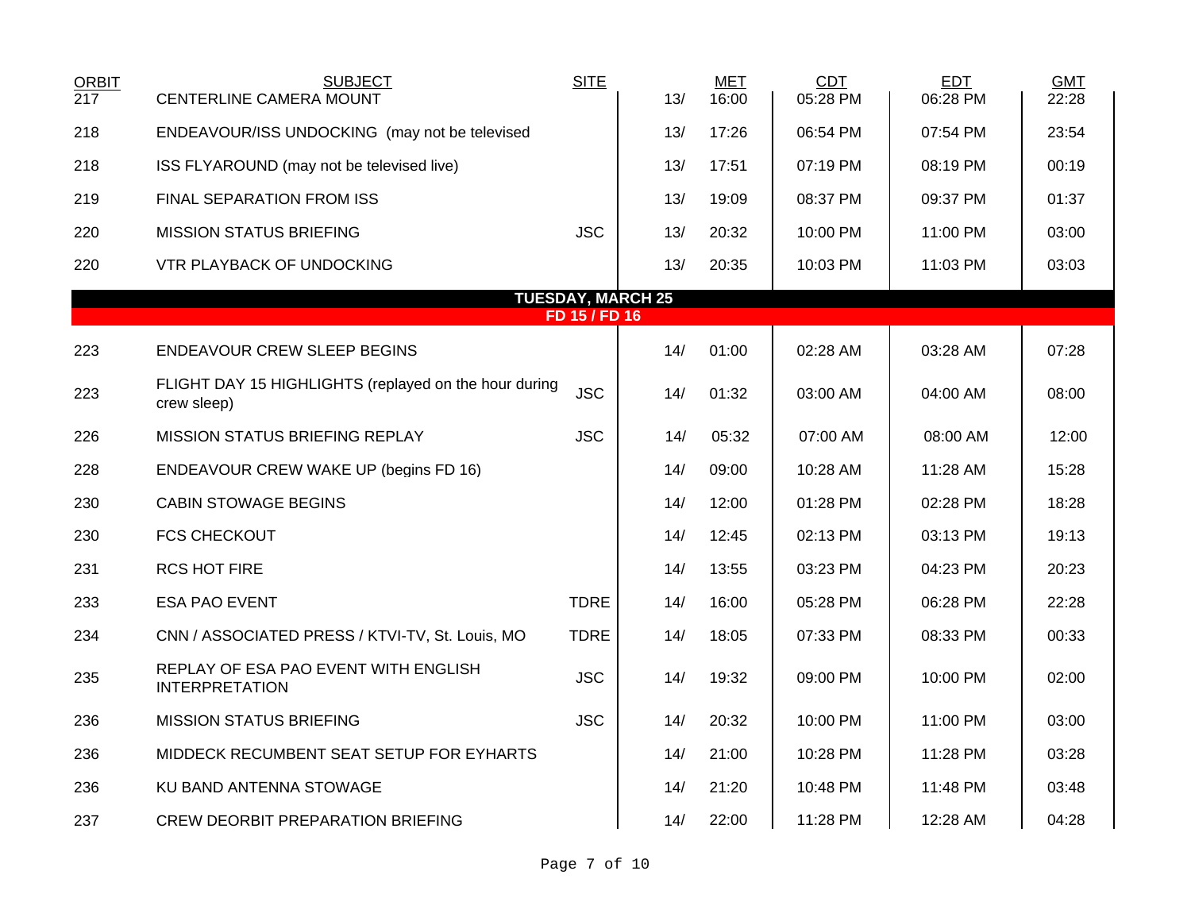| ORBIT | SUBJECT | SITE | MET | | CDT | EDT | GMT |
|---|---|---|---|---|---|---|---|
| 217 | CENTERLINE CAMERA MOUNT | | 13/ | 16:00 | 05:28 PM | 06:28 PM | 22:28 |
| 218 | ENDEAVOUR/ISS UNDOCKING (may not be televised | | 13/ | 17:26 | 06:54 PM | 07:54 PM | 23:54 |
| 218 | ISS FLYAROUND (may not be televised live) | | 13/ | 17:51 | 07:19 PM | 08:19 PM | 00:19 |
| 219 | FINAL SEPARATION FROM ISS | | 13/ | 19:09 | 08:37 PM | 09:37 PM | 01:37 |
| 220 | MISSION STATUS BRIEFING | JSC | 13/ | 20:32 | 10:00 PM | 11:00 PM | 03:00 |
| 220 | VTR PLAYBACK OF UNDOCKING | | 13/ | 20:35 | 10:03 PM | 11:03 PM | 03:03 |
| | **TUESDAY, MARCH 25** **FD 15 / FD 16** | | | | | | |
| 223 | ENDEAVOUR CREW SLEEP BEGINS | | 14/ | 01:00 | 02:28 AM | 03:28 AM | 07:28 |
| 223 | FLIGHT DAY 15 HIGHLIGHTS (replayed on the hour during crew sleep) | JSC | 14/ | 01:32 | 03:00 AM | 04:00 AM | 08:00 |
| 226 | MISSION STATUS BRIEFING REPLAY | JSC | 14/ | 05:32 | 07:00 AM | 08:00 AM | 12:00 |
| 228 | ENDEAVOUR CREW WAKE UP (begins FD 16) | | 14/ | 09:00 | 10:28 AM | 11:28 AM | 15:28 |
| 230 | CABIN STOWAGE BEGINS | | 14/ | 12:00 | 01:28 PM | 02:28 PM | 18:28 |
| 230 | FCS CHECKOUT | | 14/ | 12:45 | 02:13 PM | 03:13 PM | 19:13 |
| 231 | RCS HOT FIRE | | 14/ | 13:55 | 03:23 PM | 04:23 PM | 20:23 |
| 233 | ESA PAO EVENT | TDRE | 14/ | 16:00 | 05:28 PM | 06:28 PM | 22:28 |
| 234 | CNN / ASSOCIATED PRESS / KTVI-TV, St. Louis, MO | TDRE | 14/ | 18:05 | 07:33 PM | 08:33 PM | 00:33 |
| 235 | REPLAY OF ESA PAO EVENT WITH ENGLISH INTERPRETATION | JSC | 14/ | 19:32 | 09:00 PM | 10:00 PM | 02:00 |
| 236 | MISSION STATUS BRIEFING | JSC | 14/ | 20:32 | 10:00 PM | 11:00 PM | 03:00 |
| 236 | MIDDECK RECUMBENT SEAT SETUP FOR EYHARTS | | 14/ | 21:00 | 10:28 PM | 11:28 PM | 03:28 |
| 236 | KU BAND ANTENNA STOWAGE | | 14/ | 21:20 | 10:48 PM | 11:48 PM | 03:48 |
| 237 | CREW DEORBIT PREPARATION BRIEFING | | 14/ | 22:00 | 11:28 PM | 12:28 AM | 04:28 |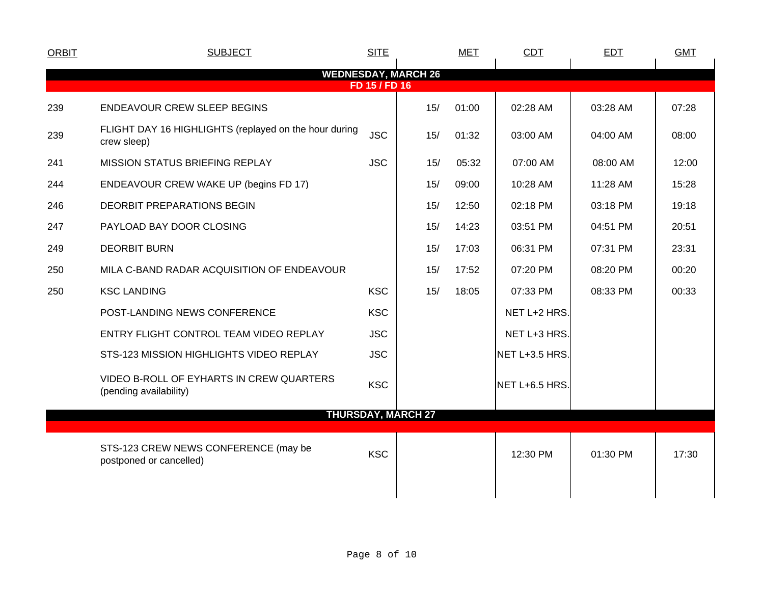| ORBIT | SUBJECT | SITE | MET | | CDT | EDT | GMT |
|---|---|---|---|---|---|---|---|
| | **WEDNESDAY, MARCH 26** | | | | | | |
| | **FD 15 / FD 16** | | | | | | |
| 239 | ENDEAVOUR CREW SLEEP BEGINS | | 15/ | 01:00 | 02:28 AM | 03:28 AM | 07:28 |
| 239 | FLIGHT DAY 16 HIGHLIGHTS (replayed on the hour during crew sleep) | JSC | 15/ | 01:32 | 03:00 AM | 04:00 AM | 08:00 |
| 241 | MISSION STATUS BRIEFING REPLAY | JSC | 15/ | 05:32 | 07:00 AM | 08:00 AM | 12:00 |
| 244 | ENDEAVOUR CREW WAKE UP (begins FD 17) | | 15/ | 09:00 | 10:28 AM | 11:28 AM | 15:28 |
| 246 | DEORBIT PREPARATIONS BEGIN | | 15/ | 12:50 | 02:18 PM | 03:18 PM | 19:18 |
| 247 | PAYLOAD BAY DOOR CLOSING | | 15/ | 14:23 | 03:51 PM | 04:51 PM | 20:51 |
| 249 | DEORBIT BURN | | 15/ | 17:03 | 06:31 PM | 07:31 PM | 23:31 |
| 250 | MILA C-BAND RADAR ACQUISITION OF ENDEAVOUR | | 15/ | 17:52 | 07:20 PM | 08:20 PM | 00:20 |
| 250 | KSC LANDING | KSC | 15/ | 18:05 | 07:33 PM | 08:33 PM | 00:33 |
| | POST-LANDING NEWS CONFERENCE | KSC | | | NET L+2 HRS. | | |
| | ENTRY FLIGHT CONTROL TEAM VIDEO REPLAY | JSC | | | NET L+3 HRS. | | |
| | STS-123 MISSION HIGHLIGHTS VIDEO REPLAY | JSC | | | NET L+3.5 HRS. | | |
| | VIDEO B-ROLL OF EYHARTS IN CREW QUARTERS (pending availability) | KSC | | | NET L+6.5 HRS. | | |
| | **THURSDAY, MARCH 27** | | | | | | |
| | STS-123 CREW NEWS CONFERENCE (may be postponed or cancelled) | KSC | | | 12:30 PM | 01:30 PM | 17:30 |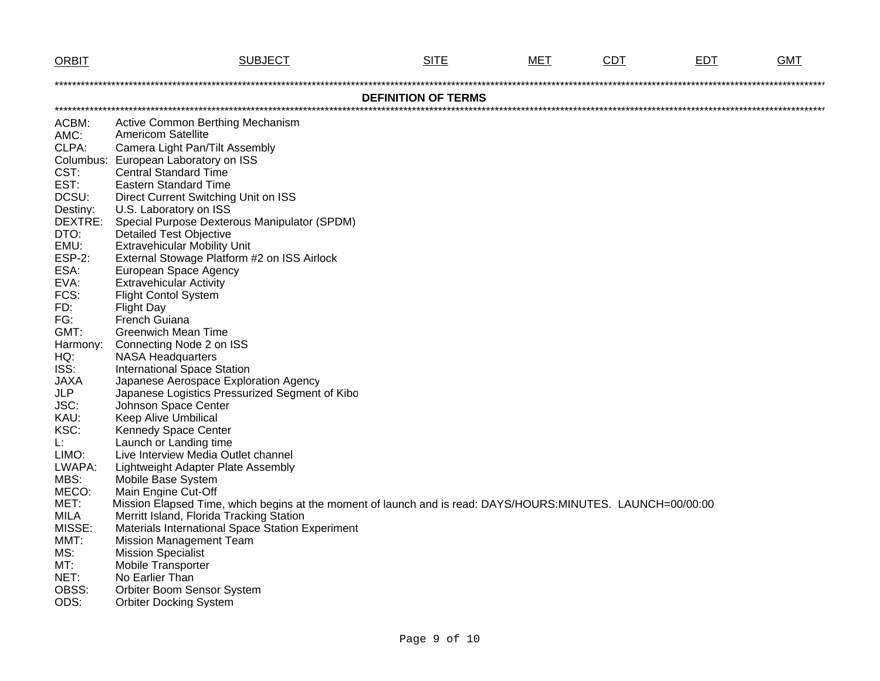| ORBIT | SUBJECT | SITE | MET | CDT | EDT | GMT |
|---|---|---|---|---|---|---|

## DEFINITION OF TERMS

| Term | Definition |
|---|---|
| ACBM: | Active Common Berthing Mechanism |
| AMC: | Americom Satellite |
| CLPA: | Camera Light Pan/Tilt Assembly |
| Columbus: | European Laboratory on ISS |
| CST: | Central Standard Time |
| EST: | Eastern Standard Time |
| DCSU: | Direct Current Switching Unit on ISS |
| Destiny: | U.S. Laboratory on ISS |
| DEXTRE: | Special Purpose Dexterous Manipulator (SPDM) |
| DTO: | Detailed Test Objective |
| EMU: | Extravehicular Mobility Unit |
| ESP-2: | External Stowage Platform #2 on ISS Airlock |
| ESA: | European Space Agency |
| EVA: | Extravehicular Activity |
| FCS: | Flight Contol System |
| FD: | Flight Day |
| FG: | French Guiana |
| GMT: | Greenwich Mean Time |
| Harmony: | Connecting Node 2 on ISS |
| HQ: | NASA Headquarters |
| ISS: | International Space Station |
| JAXA | Japanese Aerospace Exploration Agency |
| JLP | Japanese Logistics Pressurized Segment of Kibo |
| JSC: | Johnson Space Center |
| KAU: | Keep Alive Umbilical |
| KSC: | Kennedy Space Center |
| L: | Launch or Landing time |
| LIMO: | Live Interview Media Outlet channel |
| LWAPA: | Lightweight Adapter Plate Assembly |
| MBS: | Mobile Base System |
| MECO: | Main Engine Cut-Off |
| MET: | Mission Elapsed Time, which begins at the moment of launch and is read: DAYS/HOURS:MINUTES. LAUNCH=00/00:00 |
| MILA | Merritt Island, Florida Tracking Station |
| MISSE: | Materials International Space Station Experiment |
| MMT: | Mission Management Team |
| MS: | Mission Specialist |
| MT: | Mobile Transporter |
| NET: | No Earlier Than |
| OBSS: | Orbiter Boom Sensor System |
| ODS: | Orbiter Docking System |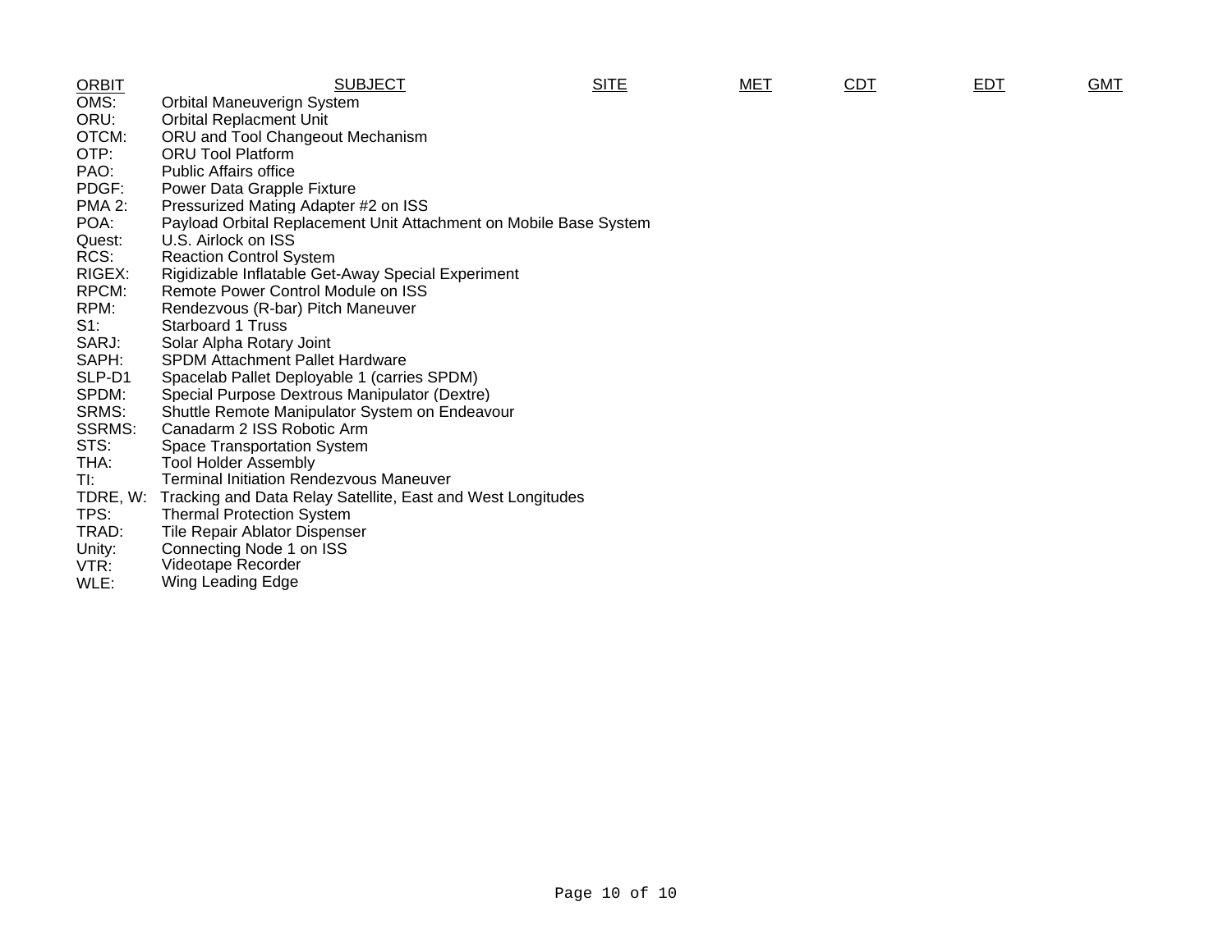| ORBIT | SUBJECT | SITE | MET | CDT | EDT | GMT |
|---|---|---|---|---|---|---|

OMS: Orbital Maneuverign System
ORU: Orbital Replacment Unit
OTCM: ORU and Tool Changeout Mechanism
OTP: ORU Tool Platform
PAO: Public Affairs office
PDGF: Power Data Grapple Fixture
PMA 2: Pressurized Mating Adapter #2 on ISS
POA: Payload Orbital Replacement Unit Attachment on Mobile Base System
Quest: U.S. Airlock on ISS
RCS: Reaction Control System
RIGEX: Rigidizable Inflatable Get-Away Special Experiment
RPCM: Remote Power Control Module on ISS
RPM: Rendezvous (R-bar) Pitch Maneuver
S1: Starboard 1 Truss
SARJ: Solar Alpha Rotary Joint
SAPH: SPDM Attachment Pallet Hardware
SLP-D1 Spacelab Pallet Deployable 1 (carries SPDM)
SPDM: Special Purpose Dextrous Manipulator (Dextre)
SRMS: Shuttle Remote Manipulator System on Endeavour
SSRMS: Canadarm 2 ISS Robotic Arm
STS: Space Transportation System
THA: Tool Holder Assembly
TI: Terminal Initiation Rendezvous Maneuver
TDRE, W: Tracking and Data Relay Satellite, East and West Longitudes
TPS: Thermal Protection System
TRAD: Tile Repair Ablator Dispenser
Unity: Connecting Node 1 on ISS
VTR: Videotape Recorder
WLE: Wing Leading Edge